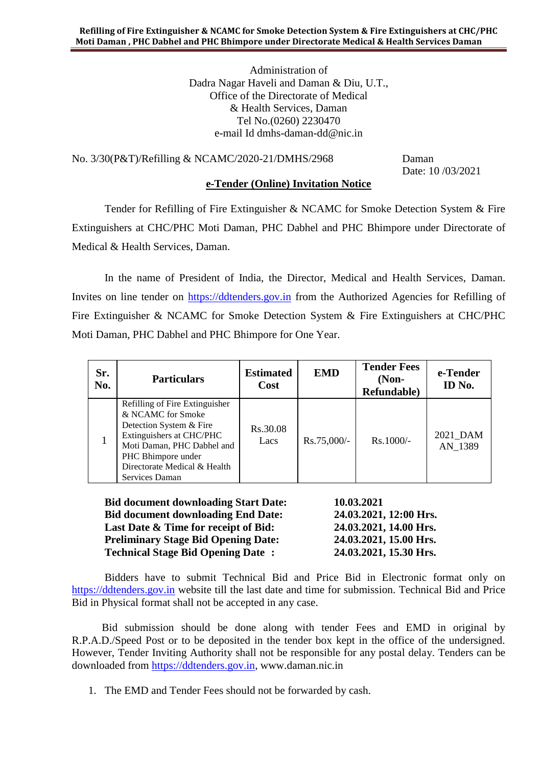Administration of
Dadra Nagar Haveli and Daman & Diu, U.T.,
Office of the Directorate of Medical
& Health Services, Daman
Tel No.(0260) 2230470
e-mail Id dmhs-daman-dd@nic.in

No. 3/30(P&T)/Refilling & NCAMC/2020-21/DMHS/2968 Daman
Date: 10 /03/2021

**e-Tender (Online) Invitation Notice**

Tender for Refilling of Fire Extinguisher & NCAMC for Smoke Detection System & Fire Extinguishers at CHC/PHC Moti Daman, PHC Dabhel and PHC Bhimpore under Directorate of Medical & Health Services, Daman.

In the name of President of India, the Director, Medical and Health Services, Daman. Invites on line tender on https://ddtenders.gov.in from the Authorized Agencies for Refilling of Fire Extinguisher & NCAMC for Smoke Detection System & Fire Extinguishers at CHC/PHC Moti Daman, PHC Dabhel and PHC Bhimpore for One Year.

| Sr. No. | Particulars | Estimated Cost | EMD | Tender Fees (Non-Refundable) | e-Tender ID No. |
|---|---|---|---|---|---|
| 1 | Refilling of Fire Extinguisher & NCAMC for Smoke Detection System & Fire Extinguishers at CHC/PHC Moti Daman, PHC Dabhel and PHC Bhimpore under Directorate Medical & Health Services Daman | Rs.30.08 Lacs | Rs.75,000/- | Rs.1000/- | 2021_DAMAN_1389 |

**Bid document downloading Start Date:** **10.03.2021**
**Bid document downloading End Date:** **24.03.2021, 12:00 Hrs.**
**Last Date & Time for receipt of Bid:** **24.03.2021, 14.00 Hrs.**
**Preliminary Stage Bid Opening Date:** **24.03.2021, 15.00 Hrs.**
**Technical Stage Bid Opening Date :** **24.03.2021, 15.30 Hrs.**

Bidders have to submit Technical Bid and Price Bid in Electronic format only on https://ddtenders.gov.in website till the last date and time for submission. Technical Bid and Price Bid in Physical format shall not be accepted in any case.

Bid submission should be done along with tender Fees and EMD in original by R.P.A.D./Speed Post or to be deposited in the tender box kept in the office of the undersigned. However, Tender Inviting Authority shall not be responsible for any postal delay. Tenders can be downloaded from https://ddtenders.gov.in, www.daman.nic.in

1. The EMD and Tender Fees should not be forwarded by cash.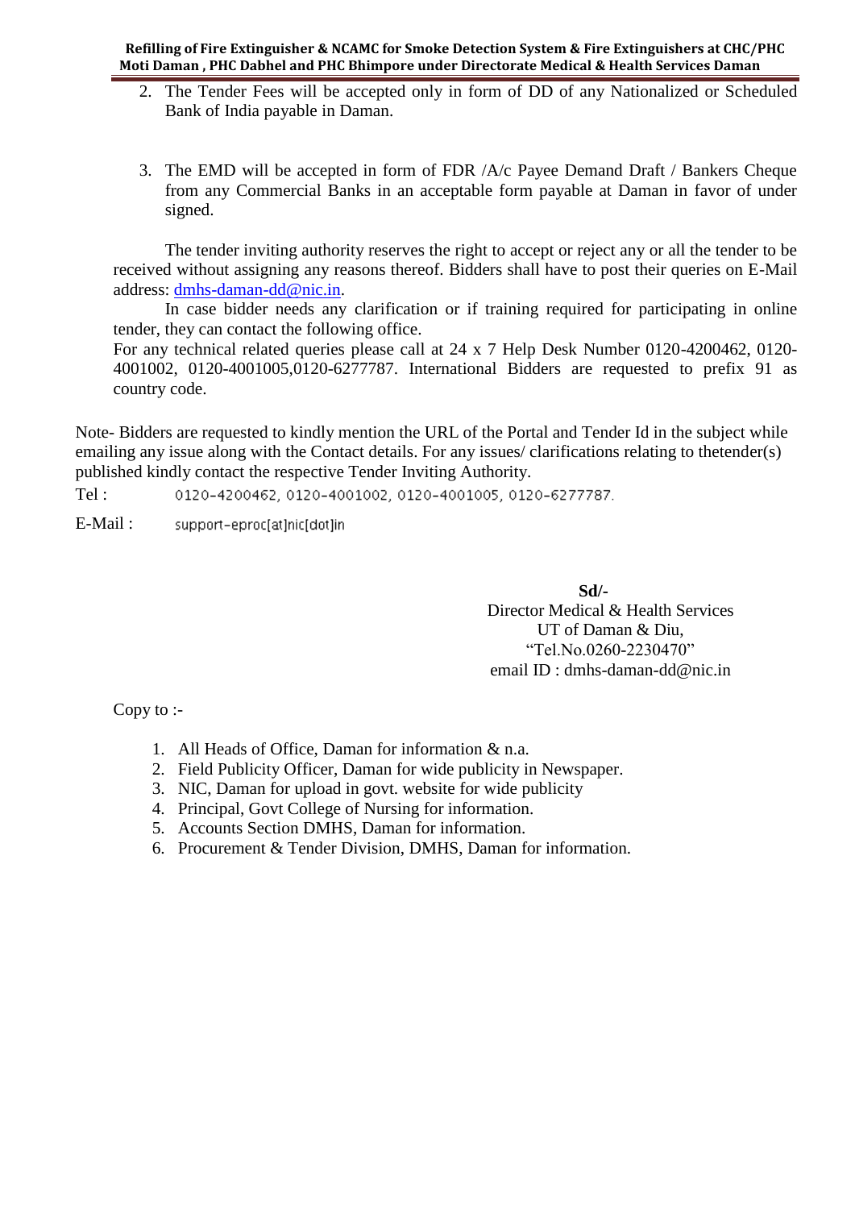2. The Tender Fees will be accepted only in form of DD of any Nationalized or Scheduled Bank of India payable in Daman.

3. The EMD will be accepted in form of FDR /A/c Payee Demand Draft / Bankers Cheque from any Commercial Banks in an acceptable form payable at Daman in favor of under signed.

The tender inviting authority reserves the right to accept or reject any or all the tender to be received without assigning any reasons thereof. Bidders shall have to post their queries on E-Mail address: dmhs-daman-dd@nic.in.

In case bidder needs any clarification or if training required for participating in online tender, they can contact the following office.

For any technical related queries please call at 24 x 7 Help Desk Number 0120-4200462, 0120-4001002, 0120-4001005,0120-6277787. International Bidders are requested to prefix 91 as country code.

Note- Bidders are requested to kindly mention the URL of the Portal and Tender Id in the subject while emailing any issue along with the Contact details. For any issues/ clarifications relating to thetender(s) published kindly contact the respective Tender Inviting Authority.

Tel : 0120-4200462, 0120-4001002, 0120-4001005, 0120-6277787.

E-Mail : support-eproc[at]nic[dot]in

**Sd/-**
Director Medical & Health Services
UT of Daman & Diu,
"Tel.No.0260-2230470"
email ID : dmhs-daman-dd@nic.in

Copy to :-

1. All Heads of Office, Daman for information & n.a.
2. Field Publicity Officer, Daman for wide publicity in Newspaper.
3. NIC, Daman for upload in govt. website for wide publicity
4. Principal, Govt College of Nursing for information.
5. Accounts Section DMHS, Daman for information.
6. Procurement & Tender Division, DMHS, Daman for information.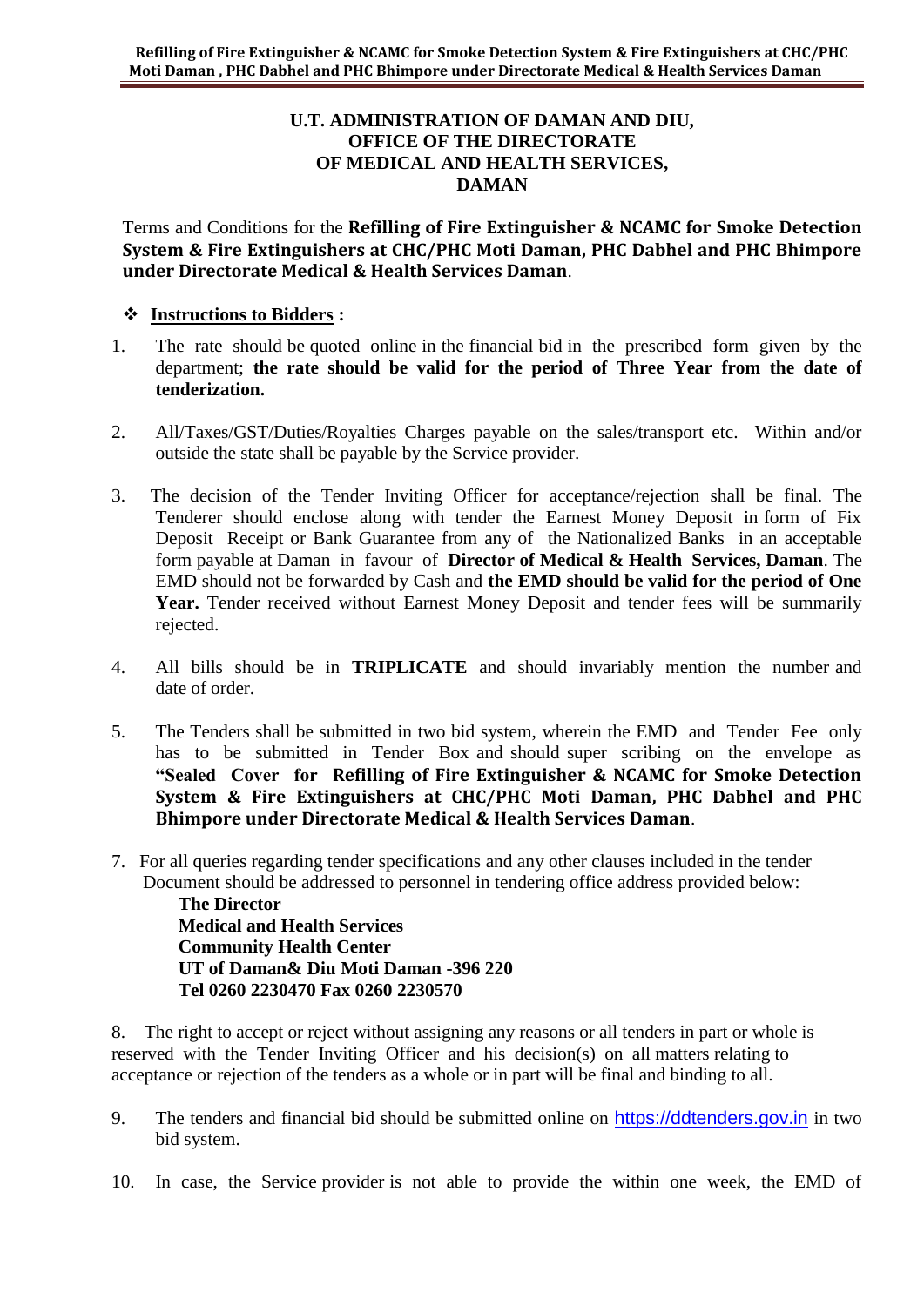**U.T. ADMINISTRATION OF DAMAN AND DIU,**
**OFFICE OF THE DIRECTORATE**
**OF MEDICAL AND HEALTH SERVICES,**
**DAMAN**

Terms and Conditions for the **Refilling of Fire Extinguisher & NCAMC for Smoke Detection System & Fire Extinguishers at CHC/PHC Moti Daman, PHC Dabhel and PHC Bhimpore under Directorate Medical & Health Services Daman**.

❖ **Instructions to Bidders :**

1. The rate should be quoted online in the financial bid in the prescribed form given by the department; **the rate should be valid for the period of Three Year from the date of tenderization.**

2. All/Taxes/GST/Duties/Royalties Charges payable on the sales/transport etc. Within and/or outside the state shall be payable by the Service provider.

3. The decision of the Tender Inviting Officer for acceptance/rejection shall be final. The Tenderer should enclose along with tender the Earnest Money Deposit in form of Fix Deposit Receipt or Bank Guarantee from any of the Nationalized Banks in an acceptable form payable at Daman in favour of **Director of Medical & Health Services, Daman**. The EMD should not be forwarded by Cash and **the EMD should be valid for the period of One Year.** Tender received without Earnest Money Deposit and tender fees will be summarily rejected.

4. All bills should be in **TRIPLICATE** and should invariably mention the number and date of order.

5. The Tenders shall be submitted in two bid system, wherein the EMD and Tender Fee only has to be submitted in Tender Box and should super scribing on the envelope as **"Sealed Cover for Refilling of Fire Extinguisher & NCAMC for Smoke Detection System & Fire Extinguishers at CHC/PHC Moti Daman, PHC Dabhel and PHC Bhimpore under Directorate Medical & Health Services Daman**.

7. For all queries regarding tender specifications and any other clauses included in the tender Document should be addressed to personnel in tendering office address provided below:

   **The Director**
   **Medical and Health Services**
   **Community Health Center**
   **UT of Daman& Diu Moti Daman -396 220**
   **Tel 0260 2230470 Fax 0260 2230570**

8. The right to accept or reject without assigning any reasons or all tenders in part or whole is reserved with the Tender Inviting Officer and his decision(s) on all matters relating to acceptance or rejection of the tenders as a whole or in part will be final and binding to all.

9. The tenders and financial bid should be submitted online on https://ddtenders.gov.in in two bid system.

10. In case, the Service provider is not able to provide the within one week, the EMD of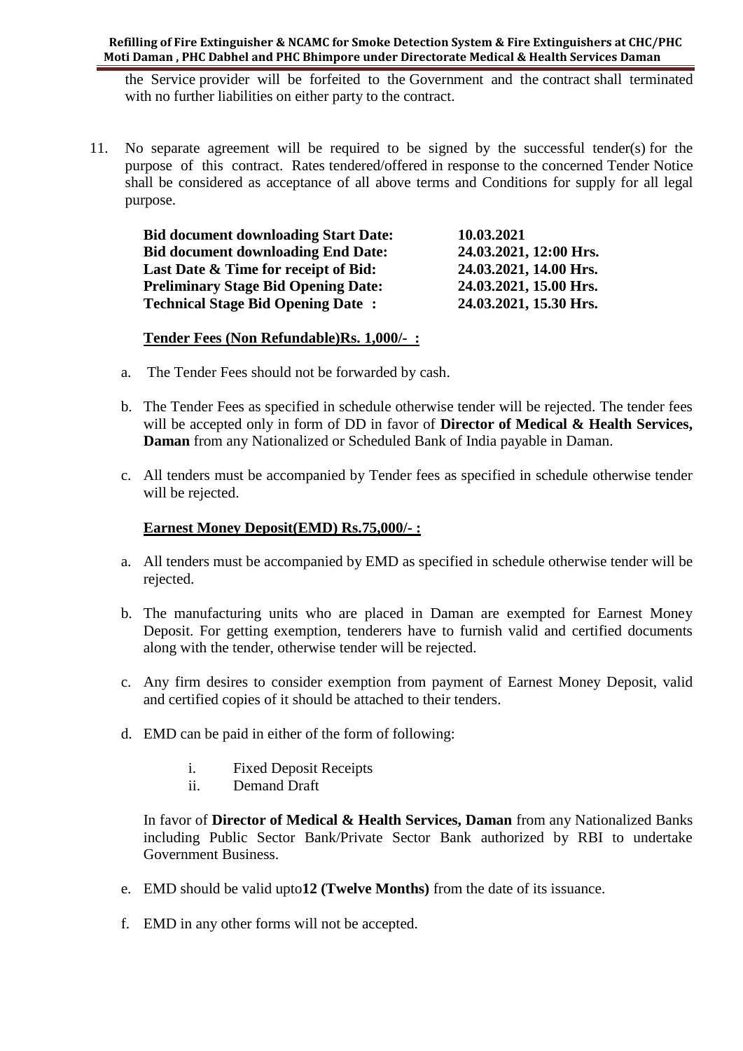the Service provider will be forfeited to the Government and the contract shall terminated with no further liabilities on either party to the contract.

11. No separate agreement will be required to be signed by the successful tender(s) for the purpose of this contract. Rates tendered/offered in response to the concerned Tender Notice shall be considered as acceptance of all above terms and Conditions for supply for all legal purpose.

| | |
|---|---|
| **Bid document downloading Start Date:** | **10.03.2021** |
| **Bid document downloading End Date:** | **24.03.2021, 12:00 Hrs.** |
| **Last Date & Time for receipt of Bid:** | **24.03.2021, 14.00 Hrs.** |
| **Preliminary Stage Bid Opening Date:** | **24.03.2021, 15.00 Hrs.** |
| **Technical Stage Bid Opening Date :** | **24.03.2021, 15.30 Hrs.** |

**Tender Fees (Non Refundable)Rs. 1,000/- :**

a. The Tender Fees should not be forwarded by cash.

b. The Tender Fees as specified in schedule otherwise tender will be rejected. The tender fees will be accepted only in form of DD in favor of **Director of Medical & Health Services, Daman** from any Nationalized or Scheduled Bank of India payable in Daman.

c. All tenders must be accompanied by Tender fees as specified in schedule otherwise tender will be rejected.

**Earnest Money Deposit(EMD) Rs.75,000/- :**

a. All tenders must be accompanied by EMD as specified in schedule otherwise tender will be rejected.

b. The manufacturing units who are placed in Daman are exempted for Earnest Money Deposit. For getting exemption, tenderers have to furnish valid and certified documents along with the tender, otherwise tender will be rejected.

c. Any firm desires to consider exemption from payment of Earnest Money Deposit, valid and certified copies of it should be attached to their tenders.

d. EMD can be paid in either of the form of following:

   i. Fixed Deposit Receipts
   ii. Demand Draft

   In favor of **Director of Medical & Health Services, Daman** from any Nationalized Banks including Public Sector Bank/Private Sector Bank authorized by RBI to undertake Government Business.

e. EMD should be valid upto**12 (Twelve Months)** from the date of its issuance.

f. EMD in any other forms will not be accepted.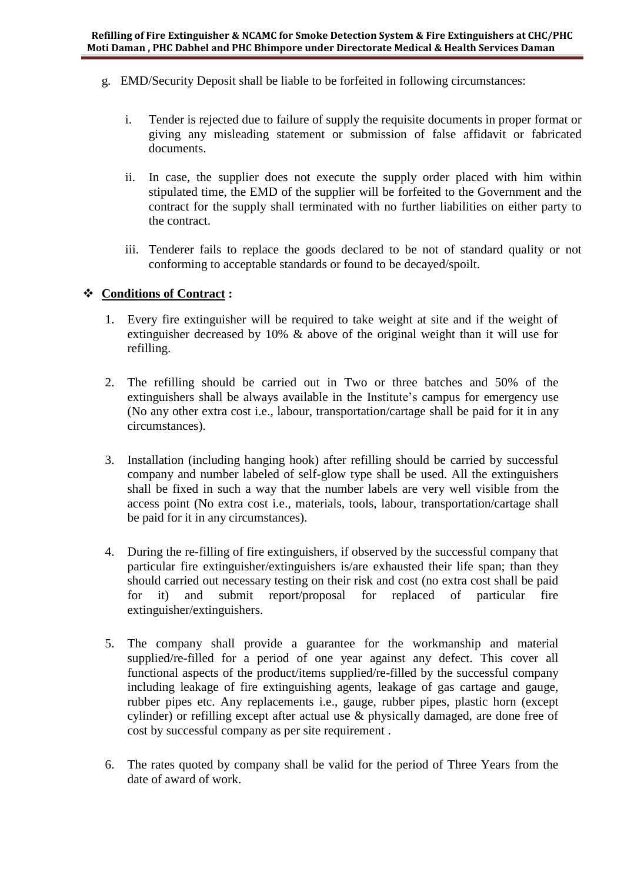g. EMD/Security Deposit shall be liable to be forfeited in following circumstances:

   i. Tender is rejected due to failure of supply the requisite documents in proper format or giving any misleading statement or submission of false affidavit or fabricated documents.

   ii. In case, the supplier does not execute the supply order placed with him within stipulated time, the EMD of the supplier will be forfeited to the Government and the contract for the supply shall terminated with no further liabilities on either party to the contract.

   iii. Tenderer fails to replace the goods declared to be not of standard quality or not conforming to acceptable standards or found to be decayed/spoilt.

## ❖ <u>Conditions of Contract</u> :

1. Every fire extinguisher will be required to take weight at site and if the weight of extinguisher decreased by 10% & above of the original weight than it will use for refilling.

2. The refilling should be carried out in Two or three batches and 50% of the extinguishers shall be always available in the Institute's campus for emergency use (No any other extra cost i.e., labour, transportation/cartage shall be paid for it in any circumstances).

3. Installation (including hanging hook) after refilling should be carried by successful company and number labeled of self-glow type shall be used. All the extinguishers shall be fixed in such a way that the number labels are very well visible from the access point (No extra cost i.e., materials, tools, labour, transportation/cartage shall be paid for it in any circumstances).

4. During the re-filling of fire extinguishers, if observed by the successful company that particular fire extinguisher/extinguishers is/are exhausted their life span; than they should carried out necessary testing on their risk and cost (no extra cost shall be paid for it) and submit report/proposal for replaced of particular fire extinguisher/extinguishers.

5. The company shall provide a guarantee for the workmanship and material supplied/re-filled for a period of one year against any defect. This cover all functional aspects of the product/items supplied/re-filled by the successful company including leakage of fire extinguishing agents, leakage of gas cartage and gauge, rubber pipes etc. Any replacements i.e., gauge, rubber pipes, plastic horn (except cylinder) or refilling except after actual use & physically damaged, are done free of cost by successful company as per site requirement .

6. The rates quoted by company shall be valid for the period of Three Years from the date of award of work.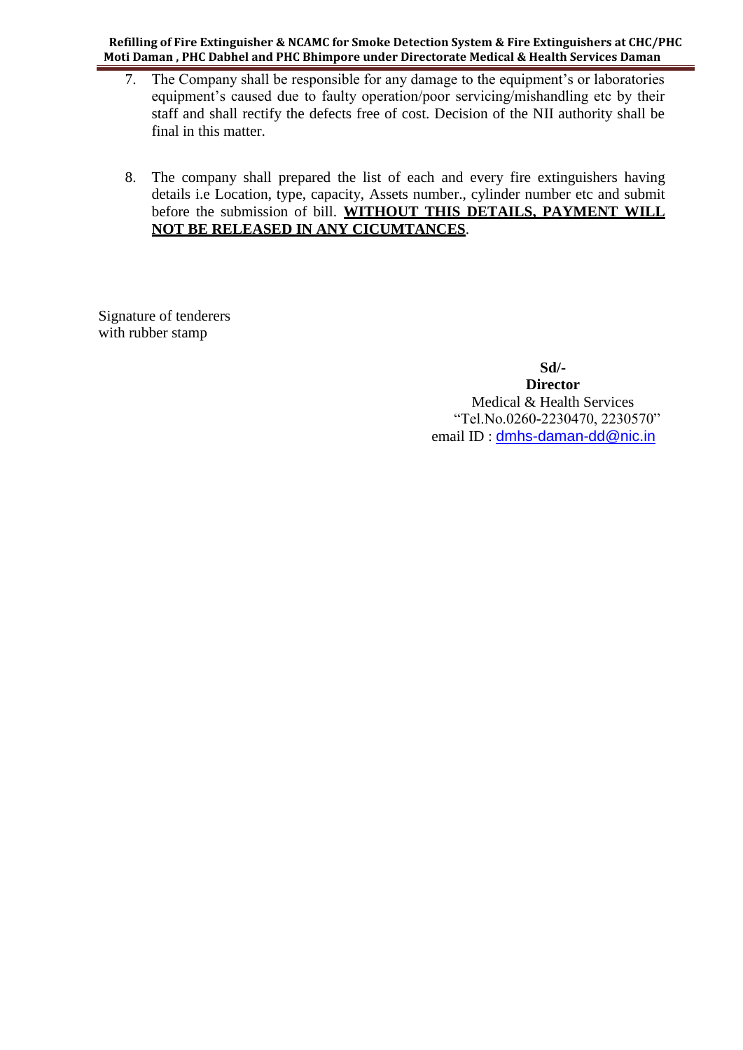7. The Company shall be responsible for any damage to the equipment's or laboratories equipment's caused due to faulty operation/poor servicing/mishandling etc by their staff and shall rectify the defects free of cost. Decision of the NII authority shall be final in this matter.

8. The company shall prepared the list of each and every fire extinguishers having details i.e Location, type, capacity, Assets number., cylinder number etc and submit before the submission of bill. **<u>WITHOUT THIS DETAILS, PAYMENT WILL NOT BE RELEASED IN ANY CICUMTANCES</u>**.

Signature of tenderers
with rubber stamp

**Sd/-**
**Director**
Medical & Health Services
"Tel.No.0260-2230470, 2230570"
email ID : dmhs-daman-dd@nic.in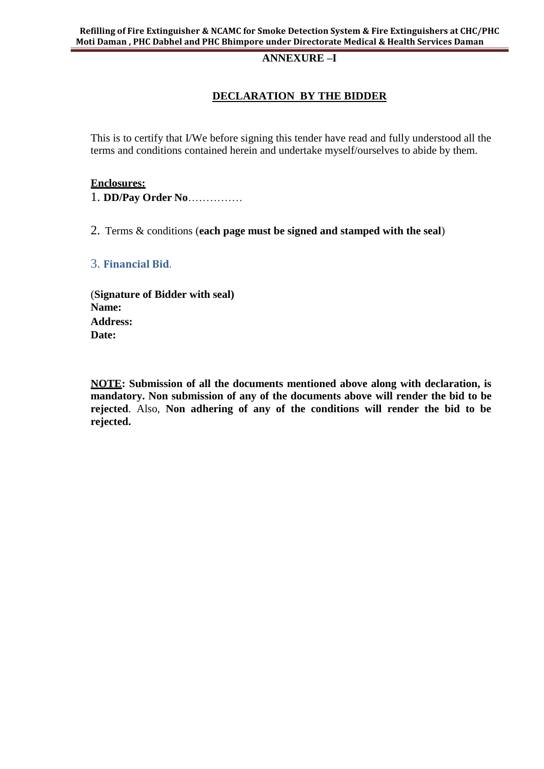## ANNEXURE –I

## DECLARATION BY THE BIDDER

This is to certify that I/We before signing this tender have read and fully understood all the terms and conditions contained herein and undertake myself/ourselves to abide by them.

**Enclosures:**

1. **DD/Pay Order No**……………
2. Terms & conditions (**each page must be signed and stamped with the seal**)
3. **Financial Bid**.

(**Signature of Bidder with seal)**
**Name:**
**Address:**
**Date:**

**NOTE: Submission of all the documents mentioned above along with declaration, is mandatory. Non submission of any of the documents above will render the bid to be rejected**. Also, **Non adhering of any of the conditions will render the bid to be rejected.**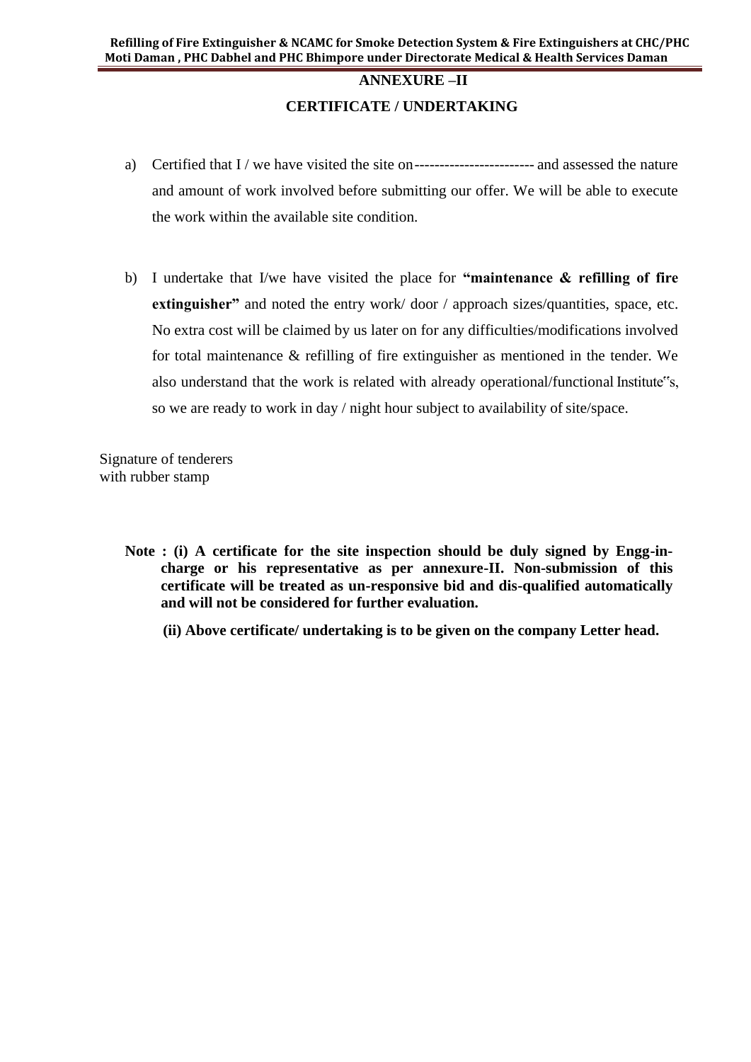# ANNEXURE –II

## CERTIFICATE / UNDERTAKING

a) Certified that I / we have visited the site on ----------------------- and assessed the nature and amount of work involved before submitting our offer. We will be able to execute the work within the available site condition.

b) I undertake that I/we have visited the place for **"maintenance & refilling of fire extinguisher"** and noted the entry work/ door / approach sizes/quantities, space, etc. No extra cost will be claimed by us later on for any difficulties/modifications involved for total maintenance & refilling of fire extinguisher as mentioned in the tender. We also understand that the work is related with already operational/functional Institute"s, so we are ready to work in day / night hour subject to availability of site/space.

Signature of tenderers
with rubber stamp

**Note : (i) A certificate for the site inspection should be duly signed by Engg-in-charge or his representative as per annexure-II. Non-submission of this certificate will be treated as un-responsive bid and dis-qualified automatically and will not be considered for further evaluation.**

**(ii) Above certificate/ undertaking is to be given on the company Letter head.**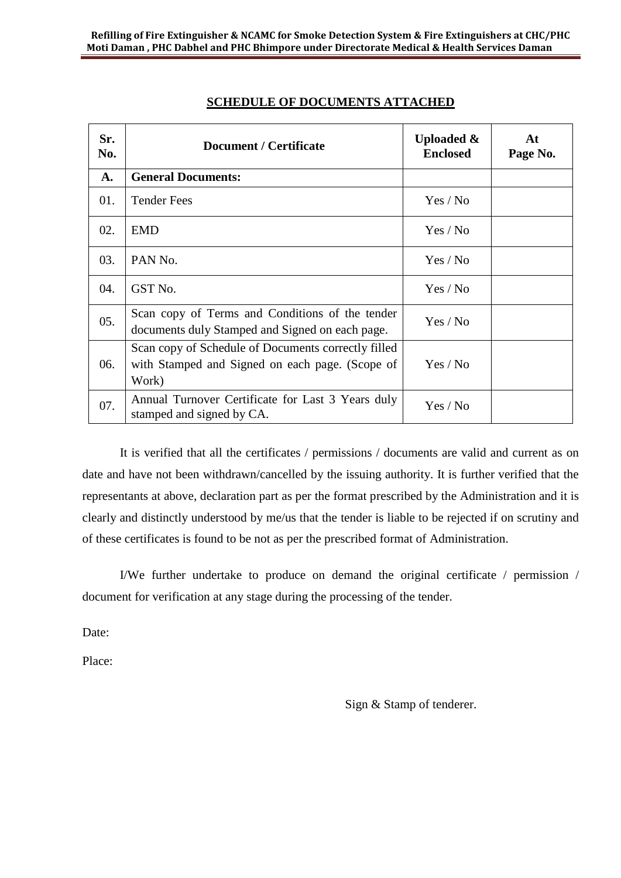## SCHEDULE OF DOCUMENTS ATTACHED

| Sr. No. | Document / Certificate | Uploaded & Enclosed | At Page No. |
|---|---|---|---|
| **A.** | **General Documents:** | | |
| 01. | Tender Fees | Yes / No | |
| 02. | EMD | Yes / No | |
| 03. | PAN No. | Yes / No | |
| 04. | GST No. | Yes / No | |
| 05. | Scan copy of Terms and Conditions of the tender documents duly Stamped and Signed on each page. | Yes / No | |
| 06. | Scan copy of Schedule of Documents correctly filled with Stamped and Signed on each page. (Scope of Work) | Yes / No | |
| 07. | Annual Turnover Certificate for Last 3 Years duly stamped and signed by CA. | Yes / No | |

It is verified that all the certificates / permissions / documents are valid and current as on date and have not been withdrawn/cancelled by the issuing authority. It is further verified that the representants at above, declaration part as per the format prescribed by the Administration and it is clearly and distinctly understood by me/us that the tender is liable to be rejected if on scrutiny and of these certificates is found to be not as per the prescribed format of Administration.

I/We further undertake to produce on demand the original certificate / permission / document for verification at any stage during the processing of the tender.

Date:

Place:

Sign & Stamp of tenderer.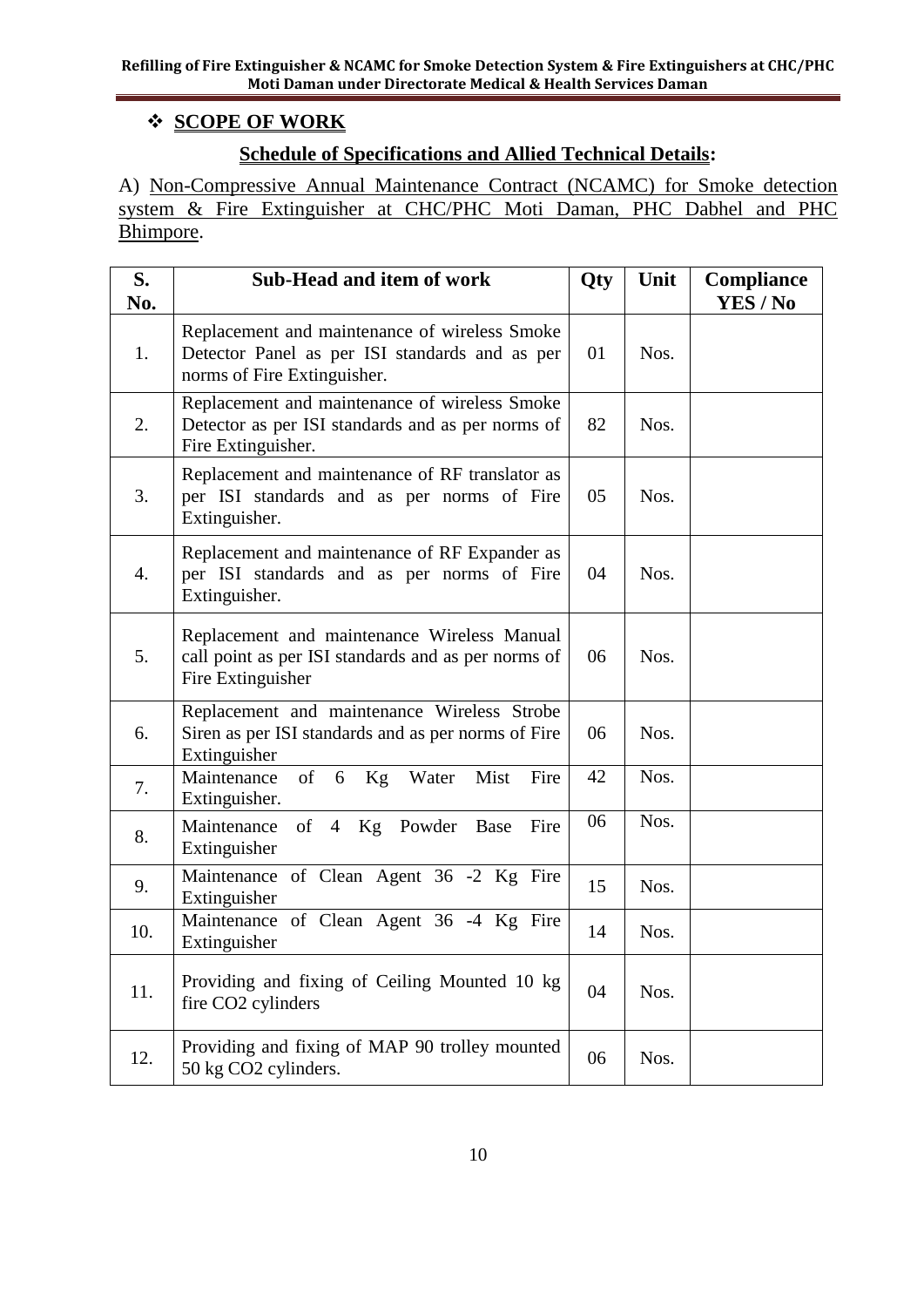## ❖ SCOPE OF WORK

### Schedule of Specifications and Allied Technical Details:

A) Non-Compressive Annual Maintenance Contract (NCAMC) for Smoke detection system & Fire Extinguisher at CHC/PHC Moti Daman, PHC Dabhel and PHC Bhimpore.

| S. No. | Sub-Head and item of work | Qty | Unit | Compliance YES / No |
|---|---|---|---|---|
| 1. | Replacement and maintenance of wireless Smoke Detector Panel as per ISI standards and as per norms of Fire Extinguisher. | 01 | Nos. | |
| 2. | Replacement and maintenance of wireless Smoke Detector as per ISI standards and as per norms of Fire Extinguisher. | 82 | Nos. | |
| 3. | Replacement and maintenance of RF translator as per ISI standards and as per norms of Fire Extinguisher. | 05 | Nos. | |
| 4. | Replacement and maintenance of RF Expander as per ISI standards and as per norms of Fire Extinguisher. | 04 | Nos. | |
| 5. | Replacement and maintenance Wireless Manual call point as per ISI standards and as per norms of Fire Extinguisher | 06 | Nos. | |
| 6. | Replacement and maintenance Wireless Strobe Siren as per ISI standards and as per norms of Fire Extinguisher | 06 | Nos. | |
| 7. | Maintenance of 6 Kg Water Mist Fire Extinguisher. | 42 | Nos. | |
| 8. | Maintenance of 4 Kg Powder Base Fire Extinguisher | 06 | Nos. | |
| 9. | Maintenance of Clean Agent 36 -2 Kg Fire Extinguisher | 15 | Nos. | |
| 10. | Maintenance of Clean Agent 36 -4 Kg Fire Extinguisher | 14 | Nos. | |
| 11. | Providing and fixing of Ceiling Mounted 10 kg fire $CO_2$ cylinders | 04 | Nos. | |
| 12. | Providing and fixing of MAP 90 trolley mounted 50 kg $CO_2$ cylinders. | 06 | Nos. | |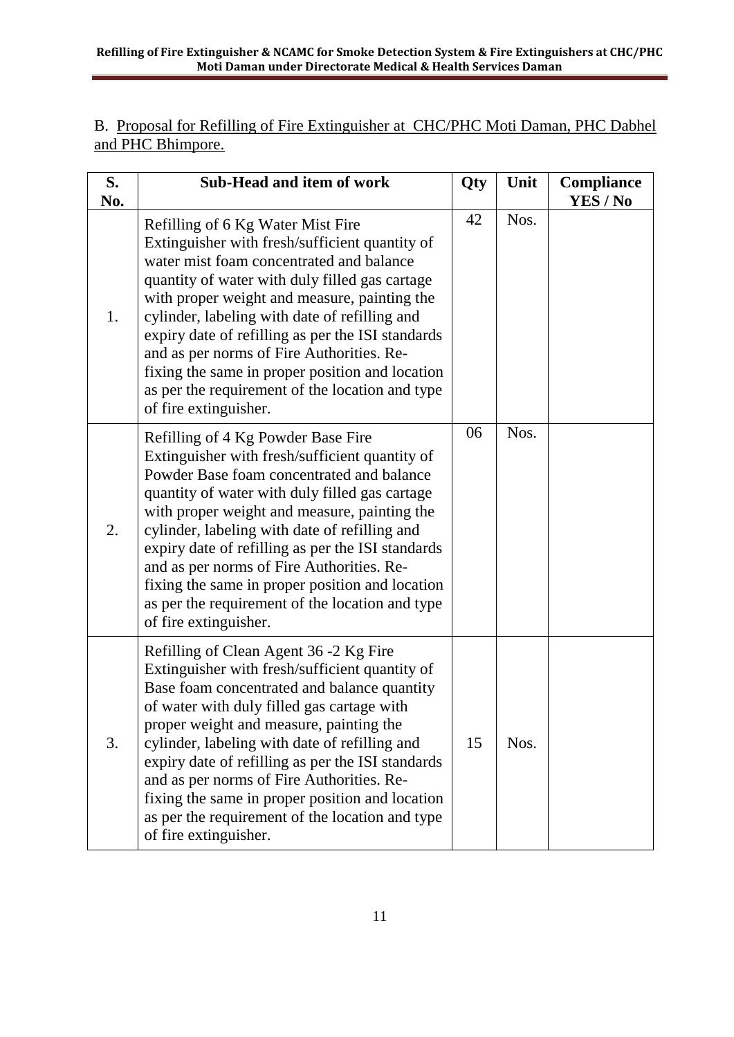B. Proposal for Refilling of Fire Extinguisher at CHC/PHC Moti Daman, PHC Dabhel and PHC Bhimpore.

| S. No. | Sub-Head and item of work | Qty | Unit | Compliance YES / No |
|---|---|---|---|---|
| 1. | Refilling of 6 Kg Water Mist Fire Extinguisher with fresh/sufficient quantity of water mist foam concentrated and balance quantity of water with duly filled gas cartage with proper weight and measure, painting the cylinder, labeling with date of refilling and expiry date of refilling as per the ISI standards and as per norms of Fire Authorities. Re-fixing the same in proper position and location as per the requirement of the location and type of fire extinguisher. | 42 | Nos. | |
| 2. | Refilling of 4 Kg Powder Base Fire Extinguisher with fresh/sufficient quantity of Powder Base foam concentrated and balance quantity of water with duly filled gas cartage with proper weight and measure, painting the cylinder, labeling with date of refilling and expiry date of refilling as per the ISI standards and as per norms of Fire Authorities. Re-fixing the same in proper position and location as per the requirement of the location and type of fire extinguisher. | 06 | Nos. | |
| 3. | Refilling of Clean Agent 36 -2 Kg Fire Extinguisher with fresh/sufficient quantity of Base foam concentrated and balance quantity of water with duly filled gas cartage with proper weight and measure, painting the cylinder, labeling with date of refilling and expiry date of refilling as per the ISI standards and as per norms of Fire Authorities. Re-fixing the same in proper position and location as per the requirement of the location and type of fire extinguisher. | 15 | Nos. | |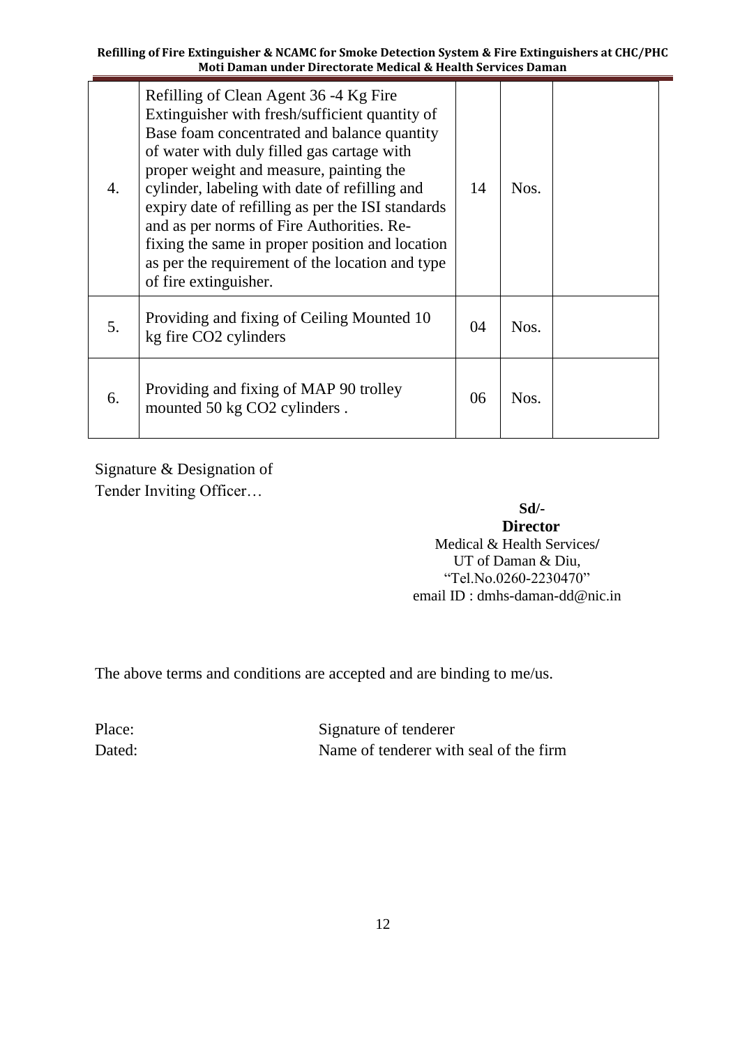| | | | | |
|---|---|---|---|---|
| 4. | Refilling of Clean Agent 36 -4 Kg Fire Extinguisher with fresh/sufficient quantity of Base foam concentrated and balance quantity of water with duly filled gas cartage with proper weight and measure, painting the cylinder, labeling with date of refilling and expiry date of refilling as per the ISI standards and as per norms of Fire Authorities. Re-fixing the same in proper position and location as per the requirement of the location and type of fire extinguisher. | 14 | Nos. | |
| 5. | Providing and fixing of Ceiling Mounted 10 kg fire $CO_2$ cylinders | 04 | Nos. | |
| 6. | Providing and fixing of MAP 90 trolley mounted 50 kg $CO_2$ cylinders . | 06 | Nos. | |

Signature & Designation of
Tender Inviting Officer…

**Sd/-**
**Director**
Medical & Health Services/
UT of Daman & Diu,
"Tel.No.0260-2230470"
email ID : dmhs-daman-dd@nic.in

The above terms and conditions are accepted and are binding to me/us.

Place: Signature of tenderer
Dated: Name of tenderer with seal of the firm